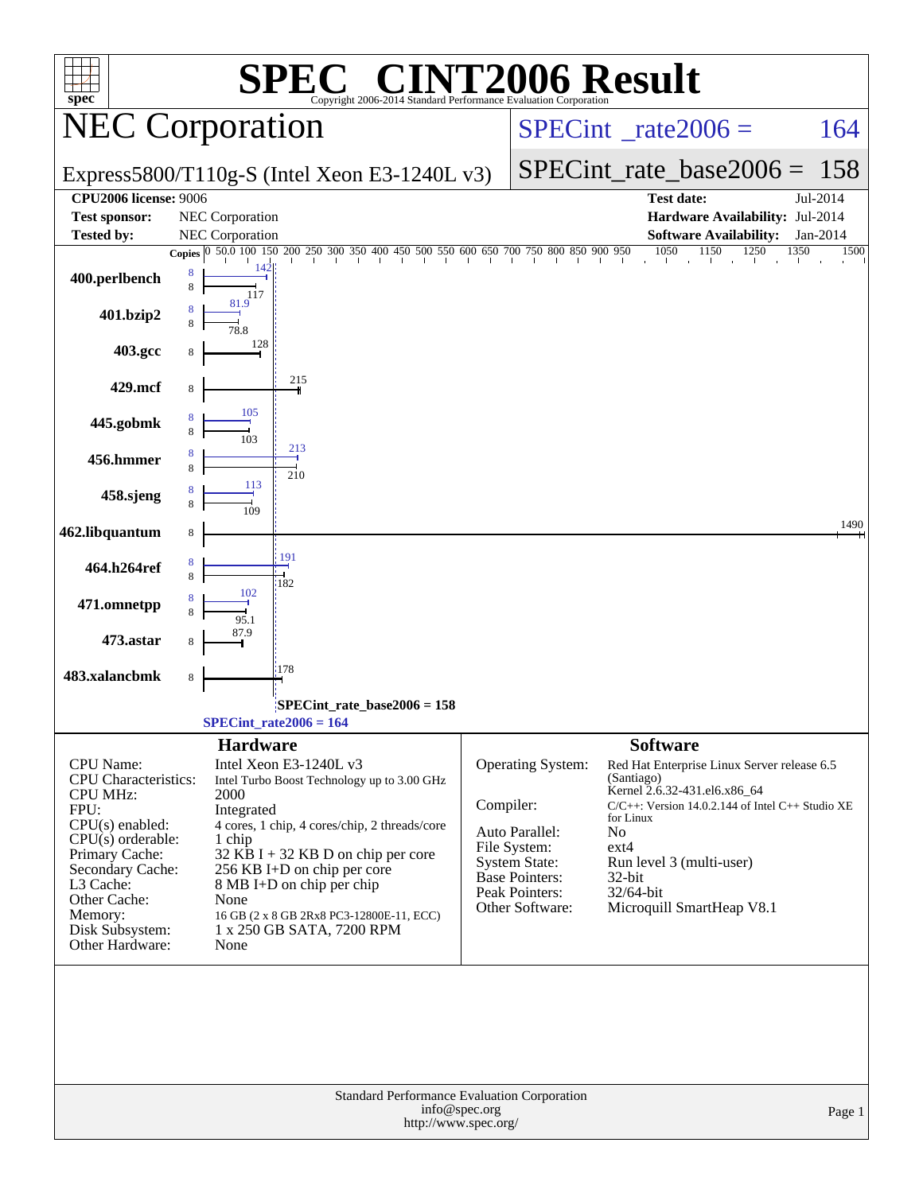# SPEC CINT2006 Result

Copyright 2006-2014 Standard Performance Evaluation Corporation

## NEC Corporation

Express5800/T110g-S (Intel Xeon E3-1240L v3)

SPECint_rate2006 = 164

SPECint_rate_base2006 = 158

| | | | |
|---|---|---|---|
| **CPU2006 license:** 9006 | | **Test date:** | Jul-2014 |
| **Test sponsor:** | NEC Corporation | **Hardware Availability:** | Jul-2014 |
| **Tested by:** | NEC Corporation | **Software Availability:** | Jan-2014 |

Copies 0 50.0 100 150 200 250 300 350 400 450 500 550 600 650 700 750 800 850 900 950 1050 1150 1250 1350 1500

400.perlbench 8 8 142 117

401.bzip2 8 8 81.9 78.8

403.gcc 8 128

429.mcf 8 215

445.gobmk 8 8 105 103

456.hmmer 8 8 213 210

458.sjeng 8 8 113 109

462.libquantum 8 1490

464.h264ref 8 8 191 182

471.omnetpp 8 8 102 95.1

473.astar 8 87.9

483.xalancbmk 8 178

SPECint_rate_base2006 = 158

SPECint_rate2006 = 164

## Hardware

| | |
|---|---|
| CPU Name: | Intel Xeon E3-1240L v3 |
| CPU Characteristics: | Intel Turbo Boost Technology up to 3.00 GHz |
| CPU MHz: | 2000 |
| FPU: | Integrated |
| CPU(s) enabled: | 4 cores, 1 chip, 4 cores/chip, 2 threads/core |
| CPU(s) orderable: | 1 chip |
| Primary Cache: | 32 KB I + 32 KB D on chip per core |
| Secondary Cache: | 256 KB I+D on chip per core |
| L3 Cache: | 8 MB I+D on chip per chip |
| Other Cache: | None |
| Memory: | 16 GB (2 x 8 GB 2Rx8 PC3-12800E-11, ECC) |
| Disk Subsystem: | 1 x 250 GB SATA, 7200 RPM |
| Other Hardware: | None |

## Software

| | |
|---|---|
| Operating System: | Red Hat Enterprise Linux Server release 6.5 (Santiago) Kernel 2.6.32-431.el6.x86_64 |
| Compiler: | C/C++: Version 14.0.2.144 of Intel C++ Studio XE for Linux |
| Auto Parallel: | No |
| File System: | ext4 |
| System State: | Run level 3 (multi-user) |
| Base Pointers: | 32-bit |
| Peak Pointers: | 32/64-bit |
| Other Software: | Microquill SmartHeap V8.1 |

Standard Performance Evaluation Corporation
info@spec.org
http://www.spec.org/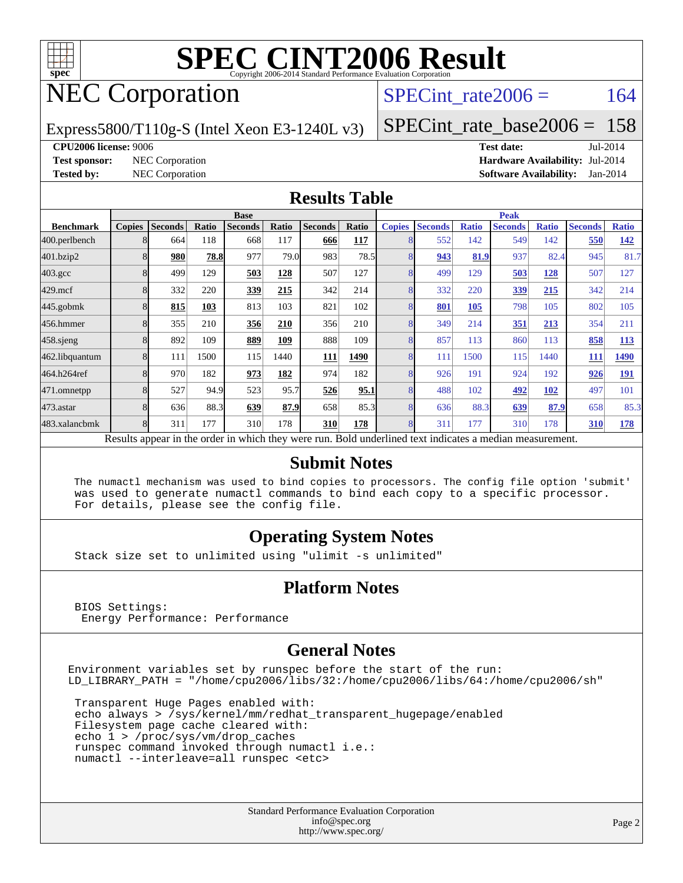# SPEC CINT2006 Result

Copyright 2006-2014 Standard Performance Evaluation Corporation

# NEC Corporation

Express5800/T110g-S (Intel Xeon E3-1240L v3)

SPECint_rate2006 = 164

SPECint_rate_base2006 = 158

**CPU2006 license:** 9006

**Test sponsor:** NEC Corporation

**Tested by:** NEC Corporation

**Test date:** Jul-2014

**Hardware Availability:** Jul-2014

**Software Availability:** Jan-2014

## Results Table

| | Base | | | | | | | Peak | | | | | | |
|---|---|---|---|---|---|---|---|---|---|---|---|---|---|---|
| **Benchmark** | **Copies** | **Seconds** | **Ratio** | **Seconds** | **Ratio** | **Seconds** | **Ratio** | **Copies** | **Seconds** | **Ratio** | **Seconds** | **Ratio** | **Seconds** | **Ratio** |
| 400.perlbench | 8 | 664 | 118 | 668 | 117 | **666** | **117** | 8 | 552 | 142 | 549 | 142 | **550** | **142** |
| 401.bzip2 | 8 | **980** | **78.8** | 977 | 79.0 | 983 | 78.5 | 8 | **943** | **81.9** | 937 | 82.4 | 945 | 81.7 |
| 403.gcc | 8 | 499 | 129 | **503** | **128** | 507 | 127 | 8 | 499 | 129 | **503** | **128** | 507 | 127 |
| 429.mcf | 8 | 332 | 220 | **339** | **215** | 342 | 214 | 8 | 332 | 220 | **339** | **215** | 342 | 214 |
| 445.gobmk | 8 | **815** | **103** | 813 | 103 | 821 | 102 | 8 | **801** | **105** | 798 | 105 | 802 | 105 |
| 456.hmmer | 8 | 355 | 210 | **356** | **210** | 356 | 210 | 8 | 349 | 214 | **351** | **213** | 354 | 211 |
| 458.sjeng | 8 | 892 | 109 | **889** | **109** | 888 | 109 | 8 | 857 | 113 | 860 | 113 | **858** | **113** |
| 462.libquantum | 8 | 111 | 1500 | 115 | 1440 | **111** | **1490** | 8 | 111 | 1500 | 115 | 1440 | **111** | **1490** |
| 464.h264ref | 8 | 970 | 182 | **973** | **182** | 974 | 182 | 8 | 926 | 191 | 924 | 192 | **926** | **191** |
| 471.omnetpp | 8 | 527 | 94.9 | 523 | 95.7 | **526** | **95.1** | 8 | 488 | 102 | **492** | **102** | 497 | 101 |
| 473.astar | 8 | 636 | 88.3 | **639** | **87.9** | 658 | 85.3 | 8 | 636 | 88.3 | **639** | **87.9** | 658 | 85.3 |
| 483.xalancbmk | 8 | 311 | 177 | 310 | 178 | **310** | **178** | 8 | 311 | 177 | 310 | 178 | **310** | **178** |

Results appear in the order in which they were run. Bold underlined text indicates a median measurement.

## Submit Notes

```
The numactl mechanism was used to bind copies to processors. The config file option 'submit'
was used to generate numactl commands to bind each copy to a specific processor.
For details, please see the config file.
```

## Operating System Notes

```
Stack size set to unlimited using "ulimit -s unlimited"
```

## Platform Notes

```
BIOS Settings:
 Energy Performance: Performance
```

## General Notes

```
Environment variables set by runspec before the start of the run:
LD_LIBRARY_PATH = "/home/cpu2006/libs/32:/home/cpu2006/libs/64:/home/cpu2006/sh"

 Transparent Huge Pages enabled with:
 echo always > /sys/kernel/mm/redhat_transparent_hugepage/enabled
 Filesystem page cache cleared with:
 echo 1 > /proc/sys/vm/drop_caches
 runspec command invoked through numactl i.e.:
 numactl --interleave=all runspec <etc>
```

Standard Performance Evaluation Corporation
info@spec.org
http://www.spec.org/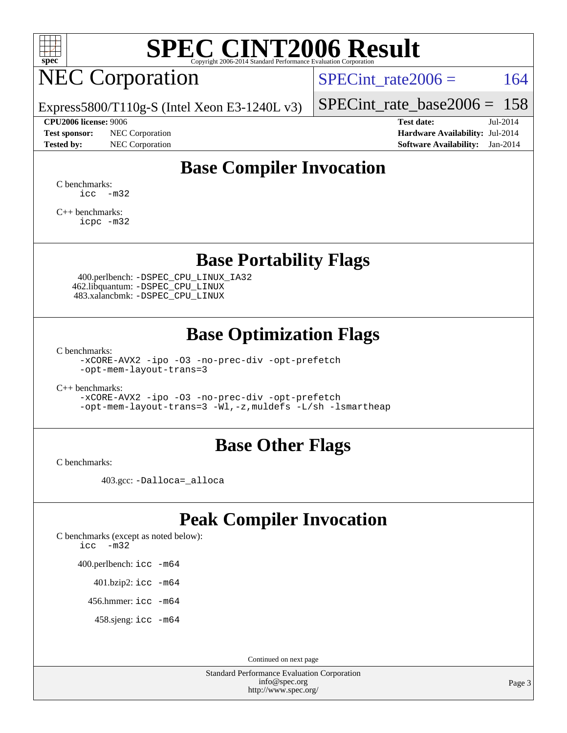# SPEC CINT2006 Result

Copyright 2006-2014 Standard Performance Evaluation Corporation

# NEC Corporation

Express5800/T110g-S (Intel Xeon E3-1240L v3)

SPECint_rate2006 = 164

SPECint_rate_base2006 = 158

**CPU2006 license:** 9006
**Test sponsor:** NEC Corporation
**Tested by:** NEC Corporation

**Test date:** Jul-2014
**Hardware Availability:** Jul-2014
**Software Availability:** Jan-2014

## Base Compiler Invocation

C benchmarks:

```
icc -m32
```

C++ benchmarks:

```
icpc -m32
```

## Base Portability Flags

400.perlbench: `-DSPEC_CPU_LINUX_IA32`
462.libquantum: `-DSPEC_CPU_LINUX`
483.xalancbmk: `-DSPEC_CPU_LINUX`

## Base Optimization Flags

C benchmarks:

```
-xCORE-AVX2 -ipo -O3 -no-prec-div -opt-prefetch
-opt-mem-layout-trans=3
```

C++ benchmarks:

```
-xCORE-AVX2 -ipo -O3 -no-prec-div -opt-prefetch
-opt-mem-layout-trans=3 -Wl,-z,muldefs -L/sh -lsmartheap
```

## Base Other Flags

C benchmarks:

403.gcc: `-Dalloca=_alloca`

## Peak Compiler Invocation

C benchmarks (except as noted below):

```
icc -m32
```

400.perlbench: `icc -m64`

401.bzip2: `icc -m64`

456.hmmer: `icc -m64`

458.sjeng: `icc -m64`

Continued on next page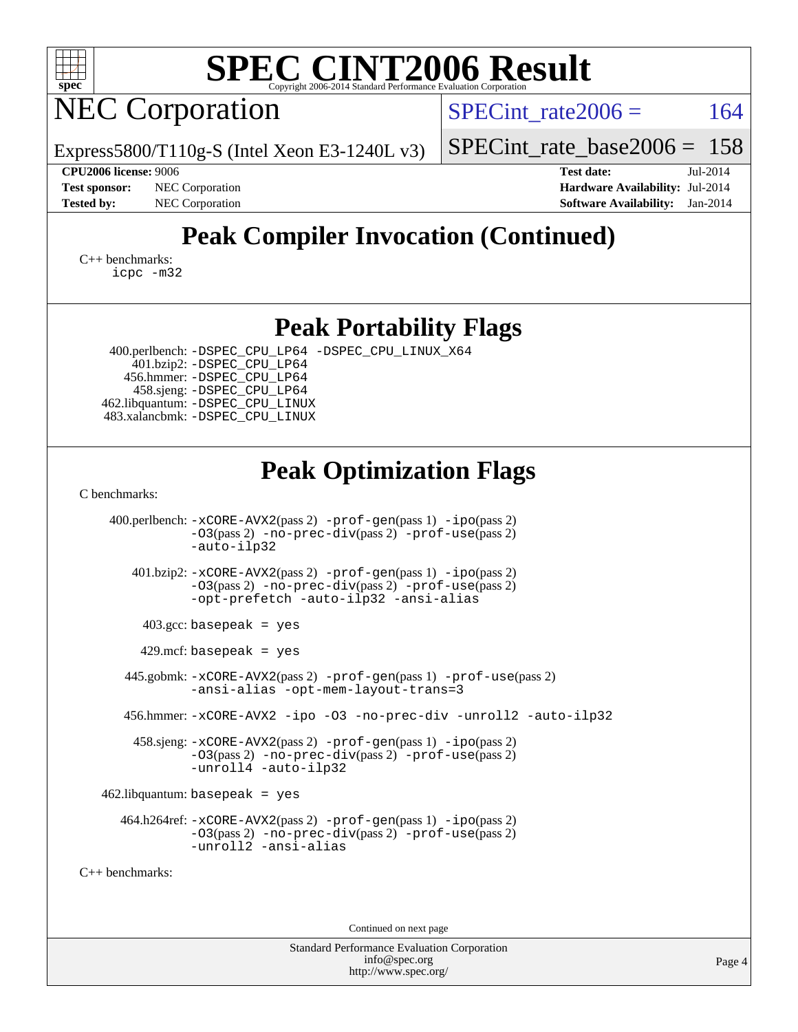# SPEC CINT2006 Result

Copyright 2006-2014 Standard Performance Evaluation Corporation

## NEC Corporation

Express5800/T110g-S (Intel Xeon E3-1240L v3)

SPECint_rate2006 = 164

SPECint_rate_base2006 = 158

**CPU2006 license:** 9006
**Test sponsor:** NEC Corporation
**Tested by:** NEC Corporation

**Test date:** Jul-2014
**Hardware Availability:** Jul-2014
**Software Availability:** Jan-2014

## Peak Compiler Invocation (Continued)

C++ benchmarks:
icpc -m32

## Peak Portability Flags

400.perlbench: -DSPEC_CPU_LP64 -DSPEC_CPU_LINUX_X64
401.bzip2: -DSPEC_CPU_LP64
456.hmmer: -DSPEC_CPU_LP64
458.sjeng: -DSPEC_CPU_LP64
462.libquantum: -DSPEC_CPU_LINUX
483.xalancbmk: -DSPEC_CPU_LINUX

## Peak Optimization Flags

C benchmarks:

400.perlbench: -xCORE-AVX2(pass 2) -prof-gen(pass 1) -ipo(pass 2) -O3(pass 2) -no-prec-div(pass 2) -prof-use(pass 2) -auto-ilp32

401.bzip2: -xCORE-AVX2(pass 2) -prof-gen(pass 1) -ipo(pass 2) -O3(pass 2) -no-prec-div(pass 2) -prof-use(pass 2) -opt-prefetch -auto-ilp32 -ansi-alias

403.gcc: basepeak = yes

429.mcf: basepeak = yes

445.gobmk: -xCORE-AVX2(pass 2) -prof-gen(pass 1) -prof-use(pass 2) -ansi-alias -opt-mem-layout-trans=3

456.hmmer: -xCORE-AVX2 -ipo -O3 -no-prec-div -unroll2 -auto-ilp32

458.sjeng: -xCORE-AVX2(pass 2) -prof-gen(pass 1) -ipo(pass 2) -O3(pass 2) -no-prec-div(pass 2) -prof-use(pass 2) -unroll4 -auto-ilp32

462.libquantum: basepeak = yes

464.h264ref: -xCORE-AVX2(pass 2) -prof-gen(pass 1) -ipo(pass 2) -O3(pass 2) -no-prec-div(pass 2) -prof-use(pass 2) -unroll2 -ansi-alias

C++ benchmarks:

Continued on next page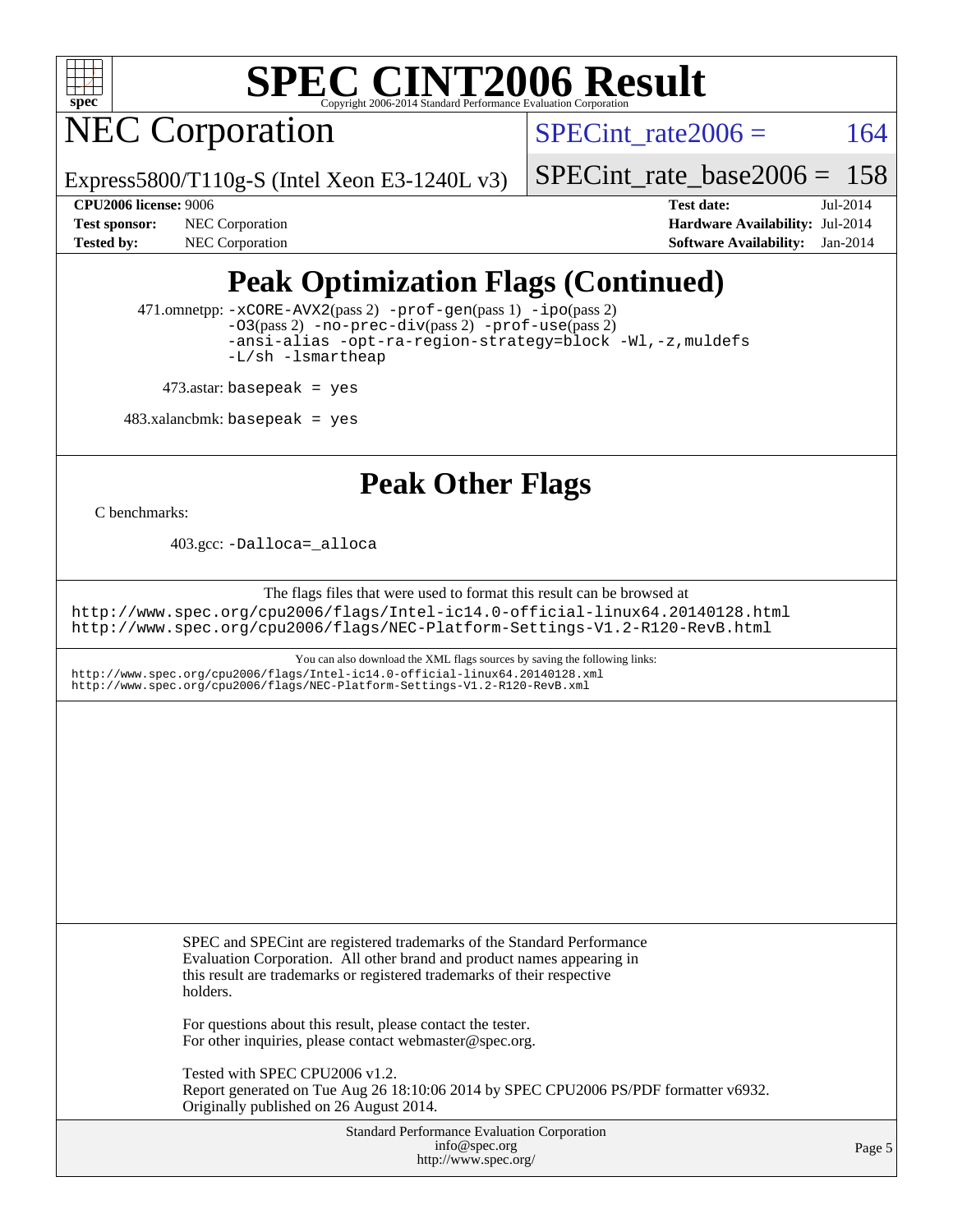# Peak Optimization Flags (Continued)

471.omnetpp: `-xCORE-AVX2`(pass 2) `-prof-gen`(pass 1) `-ipo`(pass 2) `-O3`(pass 2) `-no-prec-div`(pass 2) `-prof-use`(pass 2) `-ansi-alias` `-opt-ra-region-strategy=block` `-Wl,-z,muldefs` `-L/sh -lsmartheap`

473.astar: `basepeak = yes`

483.xalancbmk: `basepeak = yes`

# Peak Other Flags

C benchmarks:

403.gcc: `-Dalloca=_alloca`

The flags files that were used to format this result can be browsed at
http://www.spec.org/cpu2006/flags/Intel-ic14.0-official-linux64.20140128.html
http://www.spec.org/cpu2006/flags/NEC-Platform-Settings-V1.2-R120-RevB.html

You can also download the XML flags sources by saving the following links:
http://www.spec.org/cpu2006/flags/Intel-ic14.0-official-linux64.20140128.xml
http://www.spec.org/cpu2006/flags/NEC-Platform-Settings-V1.2-R120-RevB.xml

SPEC and SPECint are registered trademarks of the Standard Performance Evaluation Corporation. All other brand and product names appearing in this result are trademarks or registered trademarks of their respective holders.

For questions about this result, please contact the tester.
For other inquiries, please contact webmaster@spec.org.

Tested with SPEC CPU2006 v1.2.
Report generated on Tue Aug 26 18:10:06 2014 by SPEC CPU2006 PS/PDF formatter v6932.
Originally published on 26 August 2014.